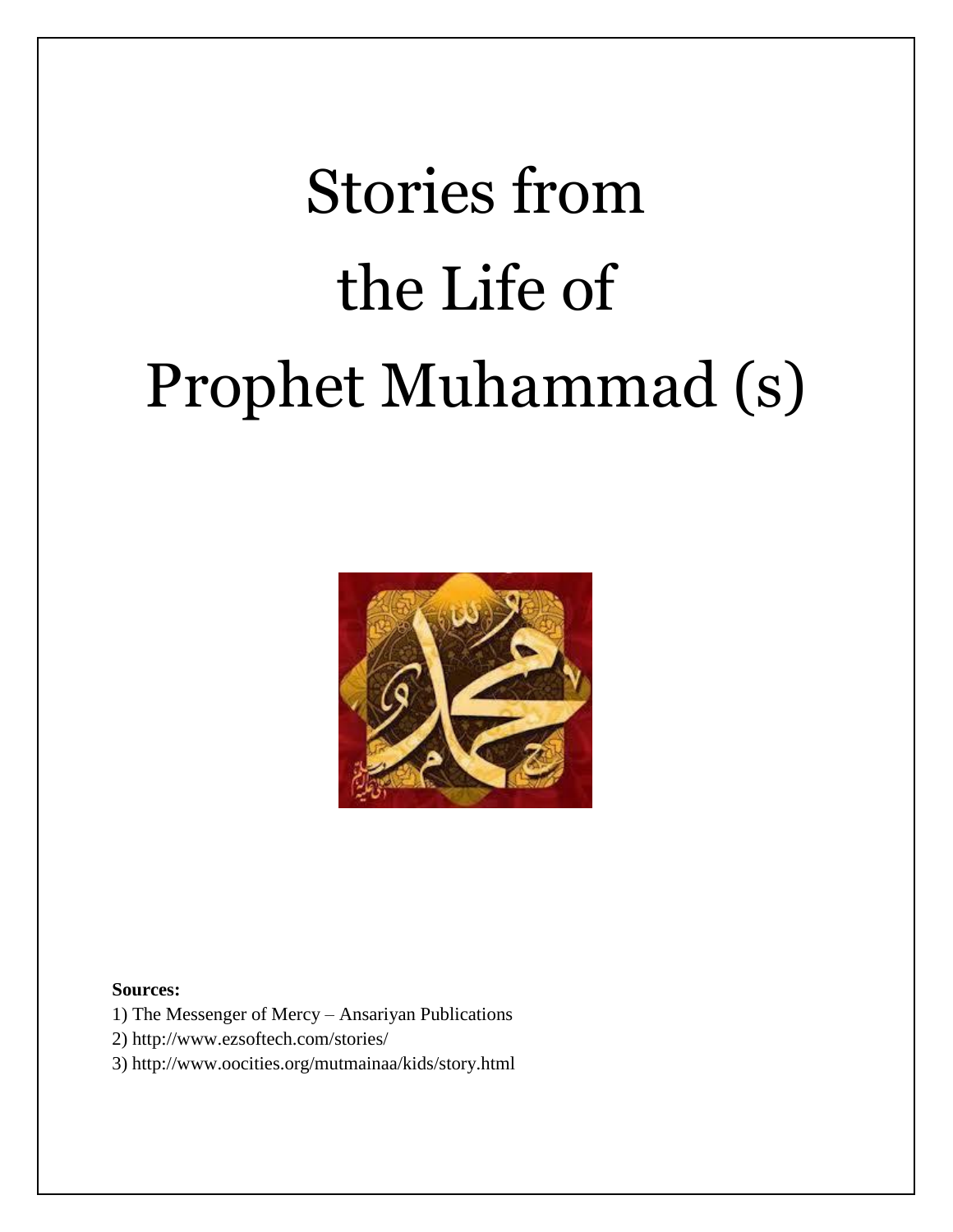# Stories from the Life of Prophet Muhammad (s)

**Sources:**

1) The Messenger of Mercy – Ansariyan Publications
2) http://www.ezsoftech.com/stories/
3) http://www.oocities.org/mutmainaa/kids/story.html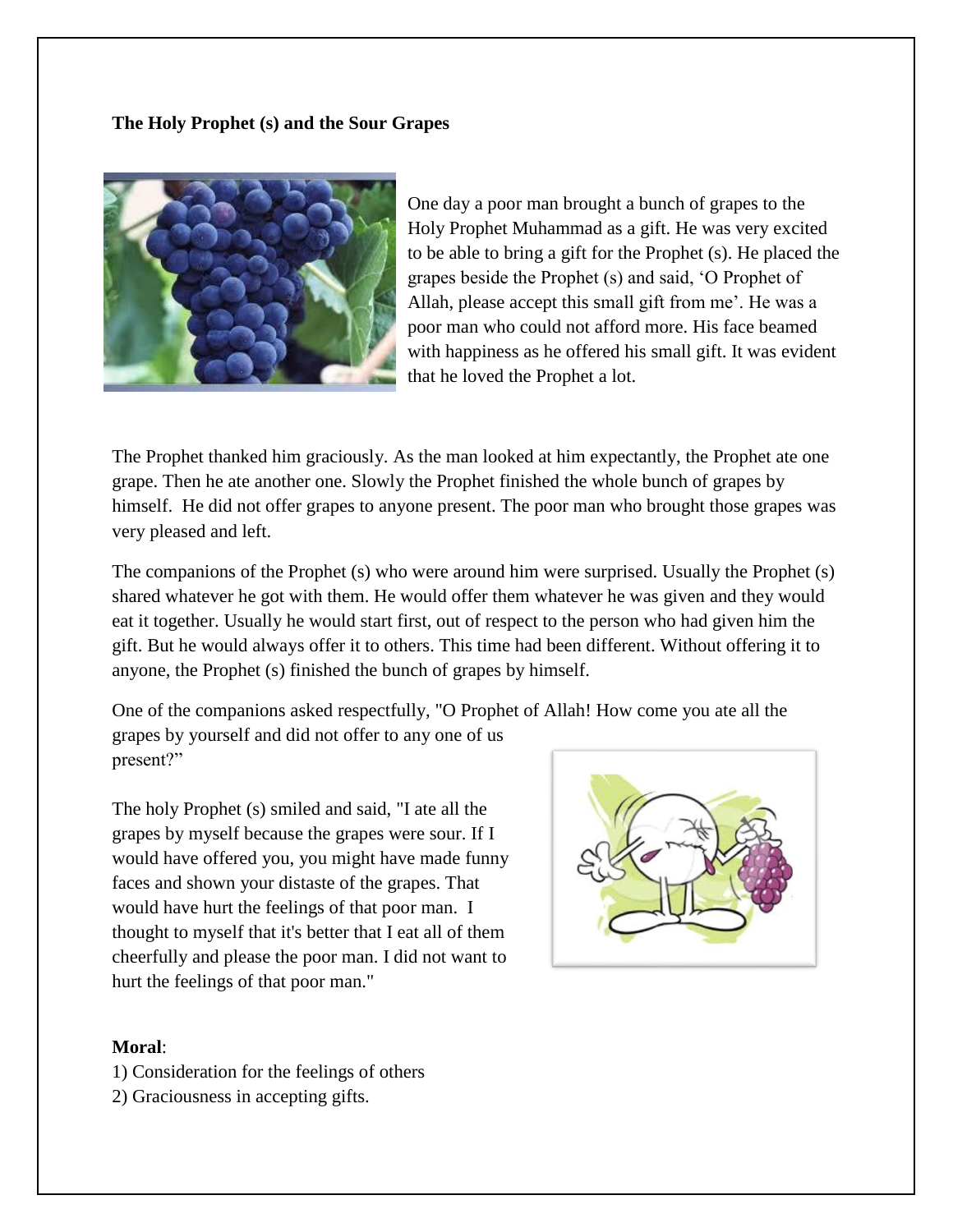**The Holy Prophet (s) and the Sour Grapes**

One day a poor man brought a bunch of grapes to the Holy Prophet Muhammad as a gift. He was very excited to be able to bring a gift for the Prophet (s). He placed the grapes beside the Prophet (s) and said, 'O Prophet of Allah, please accept this small gift from me'. He was a poor man who could not afford more. His face beamed with happiness as he offered his small gift. It was evident that he loved the Prophet a lot.

The Prophet thanked him graciously. As the man looked at him expectantly, the Prophet ate one grape. Then he ate another one. Slowly the Prophet finished the whole bunch of grapes by himself. He did not offer grapes to anyone present. The poor man who brought those grapes was very pleased and left.

The companions of the Prophet (s) who were around him were surprised. Usually the Prophet (s) shared whatever he got with them. He would offer them whatever he was given and they would eat it together. Usually he would start first, out of respect to the person who had given him the gift. But he would always offer it to others. This time had been different. Without offering it to anyone, the Prophet (s) finished the bunch of grapes by himself.

One of the companions asked respectfully, "O Prophet of Allah! How come you ate all the grapes by yourself and did not offer to any one of us present?"

The holy Prophet (s) smiled and said, "I ate all the grapes by myself because the grapes were sour. If I would have offered you, you might have made funny faces and shown your distaste of the grapes. That would have hurt the feelings of that poor man. I thought to myself that it's better that I eat all of them cheerfully and please the poor man. I did not want to hurt the feelings of that poor man."

**Moral**:

1) Consideration for the feelings of others
2) Graciousness in accepting gifts.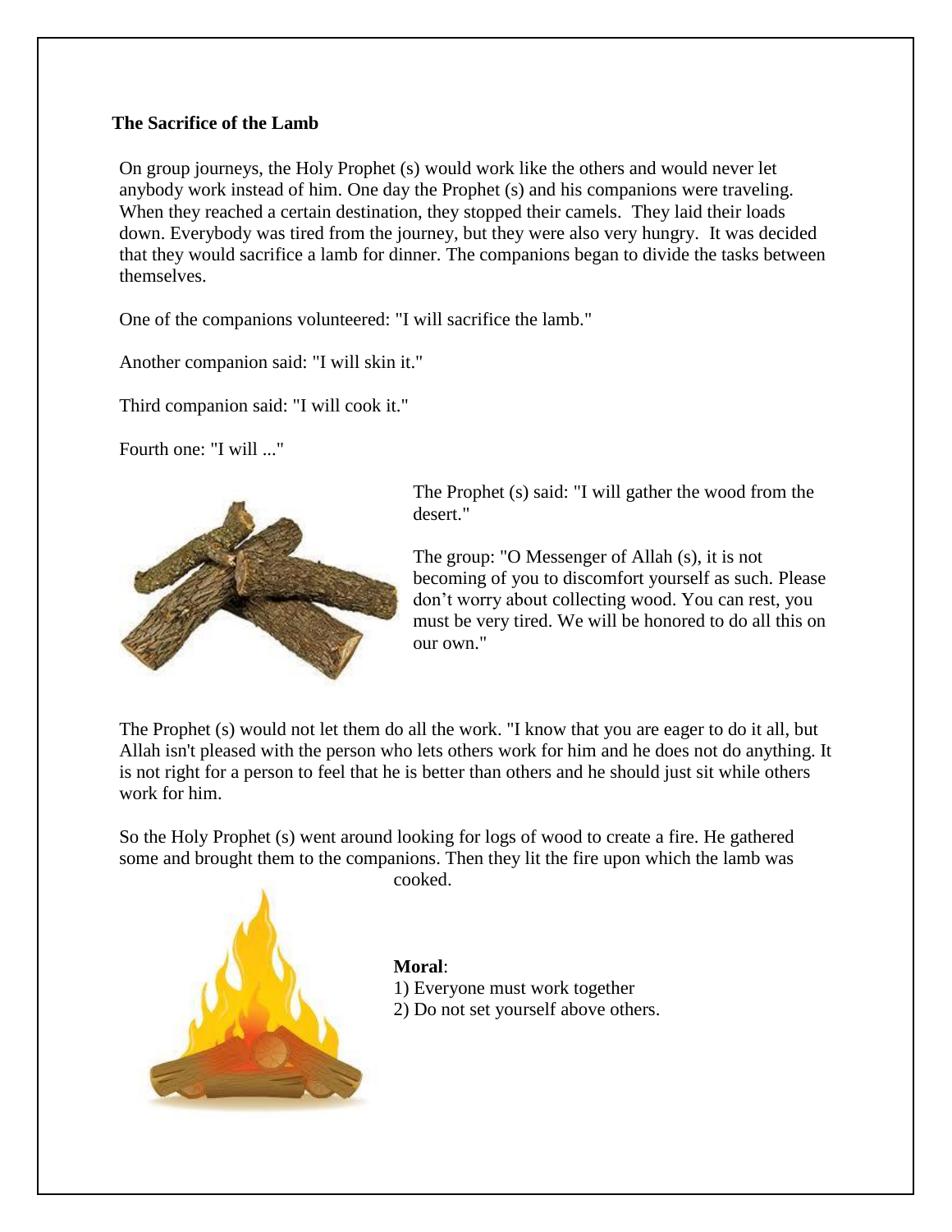## The Sacrifice of the Lamb

On group journeys, the Holy Prophet (s) would work like the others and would never let anybody work instead of him. One day the Prophet (s) and his companions were traveling. When they reached a certain destination, they stopped their camels. They laid their loads down. Everybody was tired from the journey, but they were also very hungry. It was decided that they would sacrifice a lamb for dinner. The companions began to divide the tasks between themselves.

One of the companions volunteered: "I will sacrifice the lamb."

Another companion said: "I will skin it."

Third companion said: "I will cook it."

Fourth one: "I will ..."

The Prophet (s) said: "I will gather the wood from the desert."

The group: "O Messenger of Allah (s), it is not becoming of you to discomfort yourself as such. Please don't worry about collecting wood. You can rest, you must be very tired. We will be honored to do all this on our own."

The Prophet (s) would not let them do all the work. "I know that you are eager to do it all, but Allah isn't pleased with the person who lets others work for him and he does not do anything. It is not right for a person to feel that he is better than others and he should just sit while others work for him.

So the Holy Prophet (s) went around looking for logs of wood to create a fire. He gathered some and brought them to the companions. Then they lit the fire upon which the lamb was cooked.

**Moral**:
1) Everyone must work together
2) Do not set yourself above others.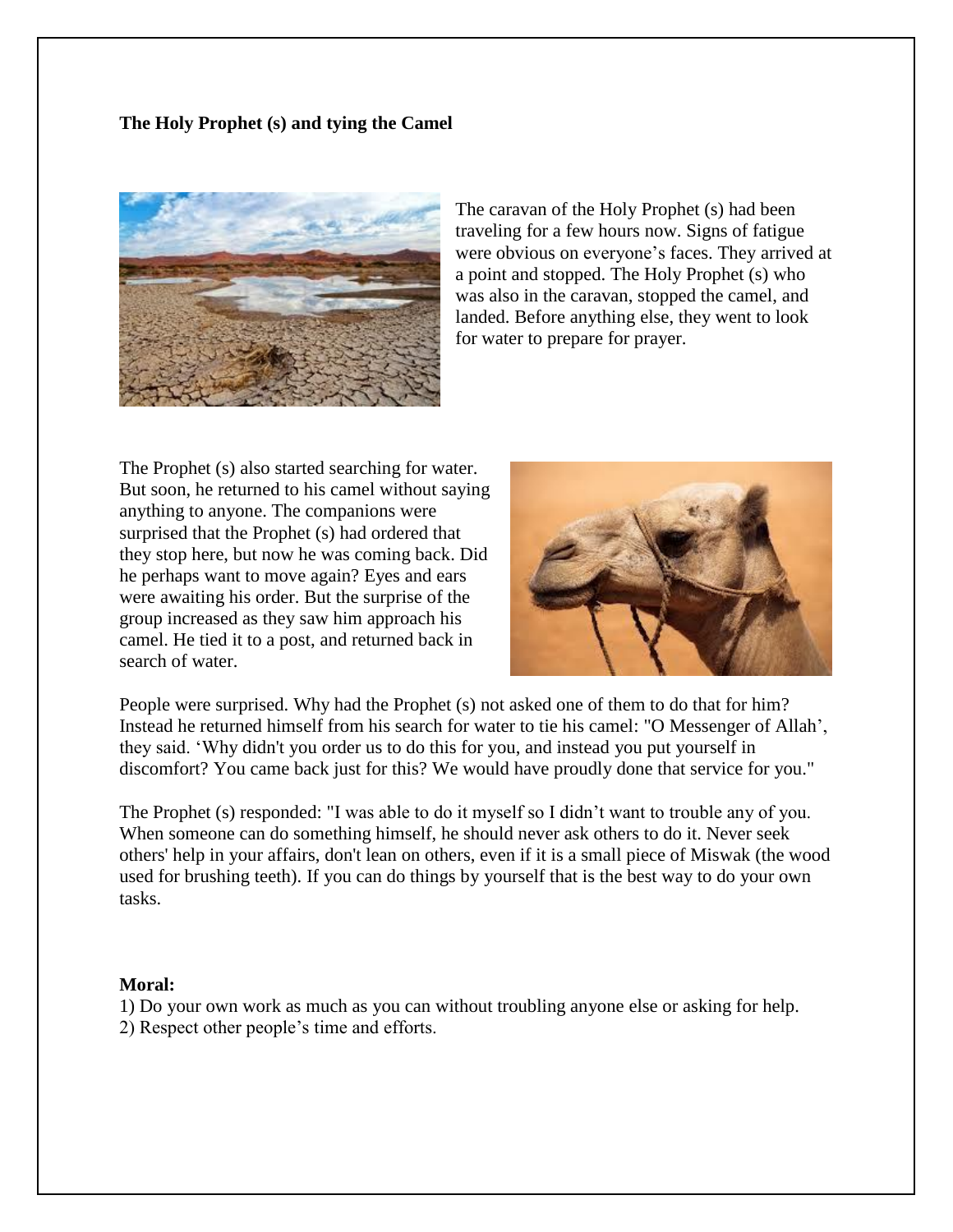**The Holy Prophet (s) and tying the Camel**

The caravan of the Holy Prophet (s) had been traveling for a few hours now. Signs of fatigue were obvious on everyone's faces. They arrived at a point and stopped. The Holy Prophet (s) who was also in the caravan, stopped the camel, and landed. Before anything else, they went to look for water to prepare for prayer.

The Prophet (s) also started searching for water. But soon, he returned to his camel without saying anything to anyone. The companions were surprised that the Prophet (s) had ordered that they stop here, but now he was coming back. Did he perhaps want to move again? Eyes and ears were awaiting his order. But the surprise of the group increased as they saw him approach his camel. He tied it to a post, and returned back in search of water.

People were surprised. Why had the Prophet (s) not asked one of them to do that for him? Instead he returned himself from his search for water to tie his camel: "O Messenger of Allah', they said. 'Why didn't you order us to do this for you, and instead you put yourself in discomfort? You came back just for this? We would have proudly done that service for you."

The Prophet (s) responded: "I was able to do it myself so I didn't want to trouble any of you. When someone can do something himself, he should never ask others to do it. Never seek others' help in your affairs, don't lean on others, even if it is a small piece of Miswak (the wood used for brushing teeth). If you can do things by yourself that is the best way to do your own tasks.

**Moral:**

1) Do your own work as much as you can without troubling anyone else or asking for help.
2) Respect other people's time and efforts.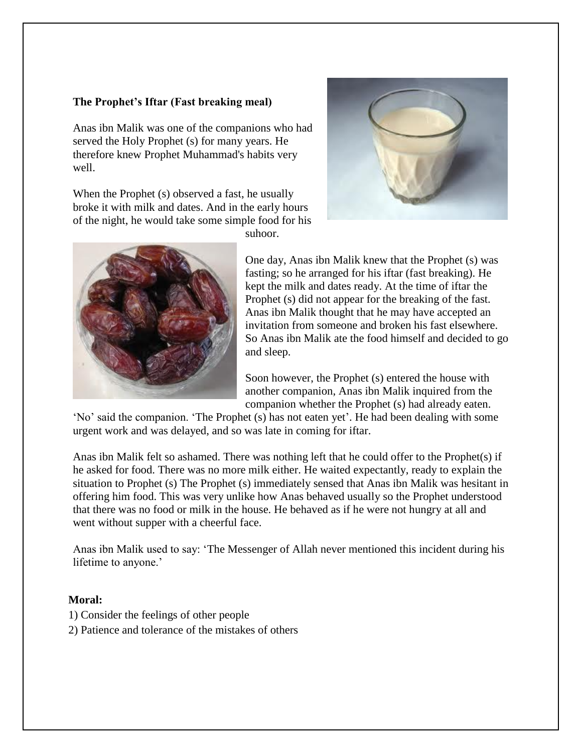**The Prophet's Iftar (Fast breaking meal)**

Anas ibn Malik was one of the companions who had served the Holy Prophet (s) for many years. He therefore knew Prophet Muhammad's habits very well.

When the Prophet (s) observed a fast, he usually broke it with milk and dates. And in the early hours of the night, he would take some simple food for his suhoor.

One day, Anas ibn Malik knew that the Prophet (s) was fasting; so he arranged for his iftar (fast breaking). He kept the milk and dates ready. At the time of iftar the Prophet (s) did not appear for the breaking of the fast. Anas ibn Malik thought that he may have accepted an invitation from someone and broken his fast elsewhere. So Anas ibn Malik ate the food himself and decided to go and sleep.

Soon however, the Prophet (s) entered the house with another companion, Anas ibn Malik inquired from the companion whether the Prophet (s) had already eaten. 'No' said the companion. 'The Prophet (s) has not eaten yet'. He had been dealing with some urgent work and was delayed, and so was late in coming for iftar.

Anas ibn Malik felt so ashamed. There was nothing left that he could offer to the Prophet(s) if he asked for food. There was no more milk either. He waited expectantly, ready to explain the situation to Prophet (s) The Prophet (s) immediately sensed that Anas ibn Malik was hesitant in offering him food. This was very unlike how Anas behaved usually so the Prophet understood that there was no food or milk in the house. He behaved as if he were not hungry at all and went without supper with a cheerful face.

Anas ibn Malik used to say: 'The Messenger of Allah never mentioned this incident during his lifetime to anyone.'

**Moral:**

1) Consider the feelings of other people
2) Patience and tolerance of the mistakes of others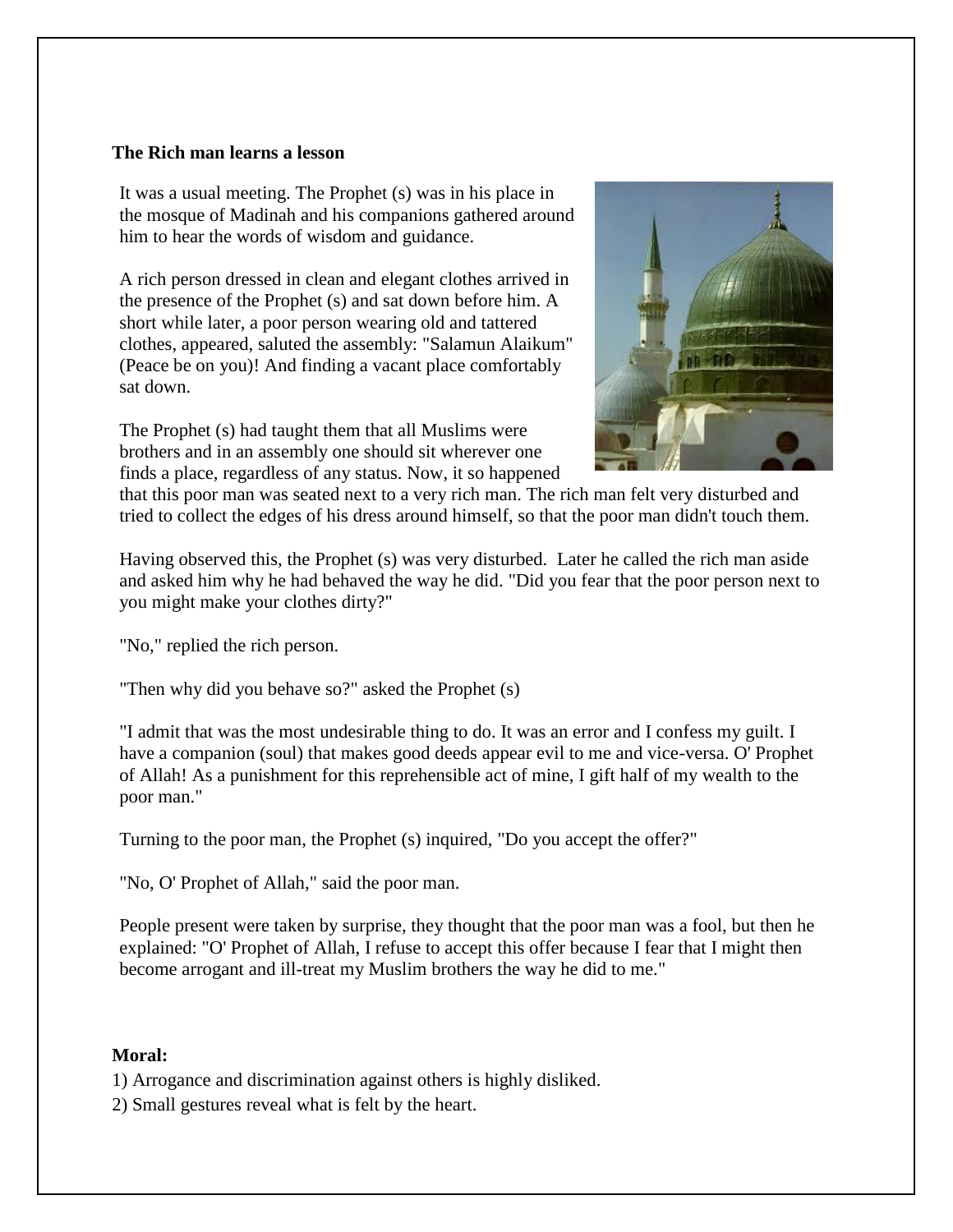**The Rich man learns a lesson**

It was a usual meeting. The Prophet (s) was in his place in the mosque of Madinah and his companions gathered around him to hear the words of wisdom and guidance.

A rich person dressed in clean and elegant clothes arrived in the presence of the Prophet (s) and sat down before him. A short while later, a poor person wearing old and tattered clothes, appeared, saluted the assembly: "Salamun Alaikum" (Peace be on you)! And finding a vacant place comfortably sat down.

The Prophet (s) had taught them that all Muslims were brothers and in an assembly one should sit wherever one finds a place, regardless of any status. Now, it so happened that this poor man was seated next to a very rich man. The rich man felt very disturbed and tried to collect the edges of his dress around himself, so that the poor man didn't touch them.

Having observed this, the Prophet (s) was very disturbed. Later he called the rich man aside and asked him why he had behaved the way he did. "Did you fear that the poor person next to you might make your clothes dirty?"

"No," replied the rich person.

"Then why did you behave so?" asked the Prophet (s)

"I admit that was the most undesirable thing to do. It was an error and I confess my guilt. I have a companion (soul) that makes good deeds appear evil to me and vice-versa. O' Prophet of Allah! As a punishment for this reprehensible act of mine, I gift half of my wealth to the poor man."

Turning to the poor man, the Prophet (s) inquired, "Do you accept the offer?"

"No, O' Prophet of Allah," said the poor man.

People present were taken by surprise, they thought that the poor man was a fool, but then he explained: "O' Prophet of Allah, I refuse to accept this offer because I fear that I might then become arrogant and ill-treat my Muslim brothers the way he did to me."

**Moral:**

1) Arrogance and discrimination against others is highly disliked.

2) Small gestures reveal what is felt by the heart.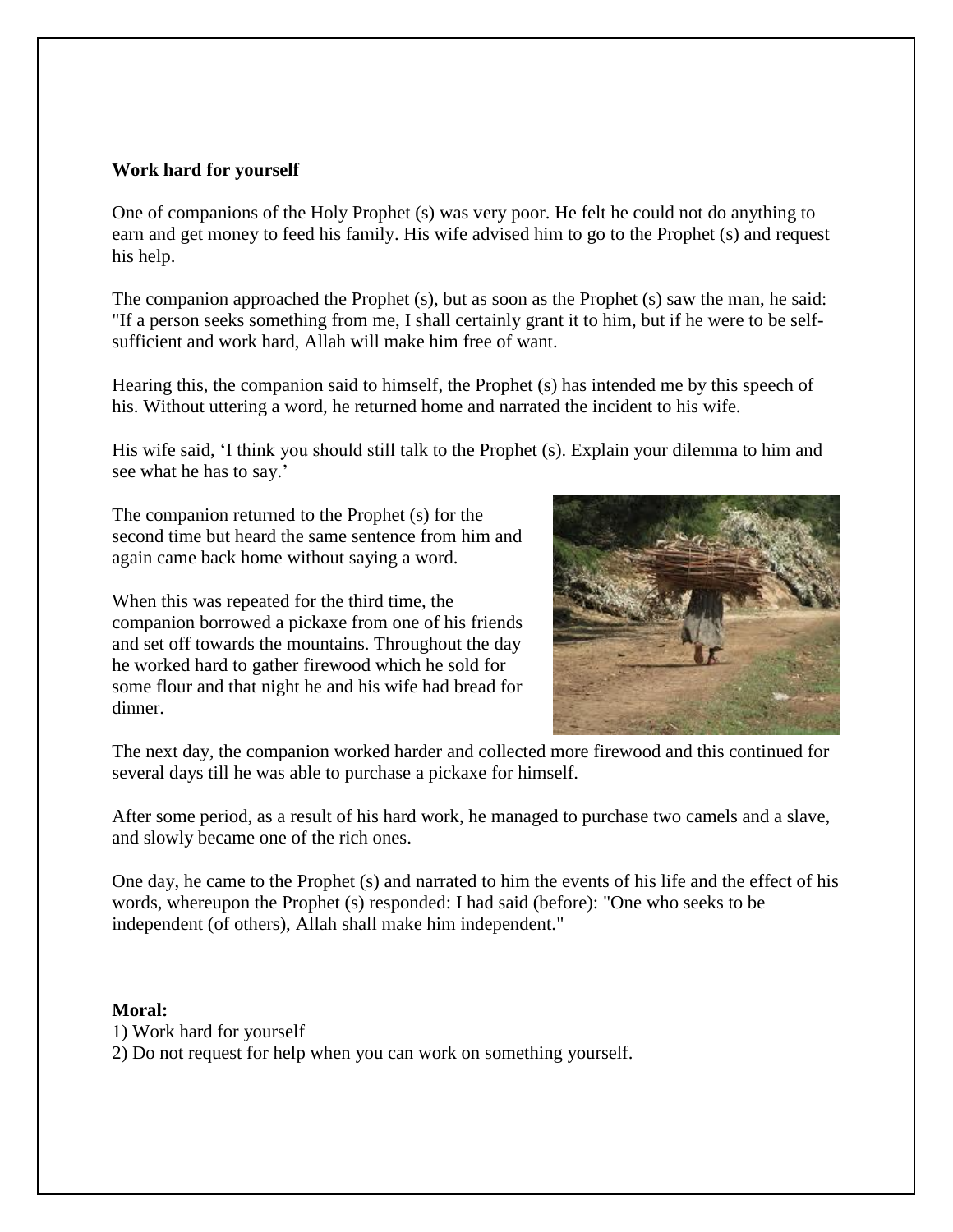**Work hard for yourself**

One of companions of the Holy Prophet (s) was very poor. He felt he could not do anything to earn and get money to feed his family. His wife advised him to go to the Prophet (s) and request his help.

The companion approached the Prophet (s), but as soon as the Prophet (s) saw the man, he said: "If a person seeks something from me, I shall certainly grant it to him, but if he were to be self-sufficient and work hard, Allah will make him free of want.

Hearing this, the companion said to himself, the Prophet (s) has intended me by this speech of his. Without uttering a word, he returned home and narrated the incident to his wife.

His wife said, 'I think you should still talk to the Prophet (s). Explain your dilemma to him and see what he has to say.'

The companion returned to the Prophet (s) for the second time but heard the same sentence from him and again came back home without saying a word.

When this was repeated for the third time, the companion borrowed a pickaxe from one of his friends and set off towards the mountains. Throughout the day he worked hard to gather firewood which he sold for some flour and that night he and his wife had bread for dinner.

The next day, the companion worked harder and collected more firewood and this continued for several days till he was able to purchase a pickaxe for himself.

After some period, as a result of his hard work, he managed to purchase two camels and a slave, and slowly became one of the rich ones.

One day, he came to the Prophet (s) and narrated to him the events of his life and the effect of his words, whereupon the Prophet (s) responded: I had said (before): "One who seeks to be independent (of others), Allah shall make him independent."

**Moral:**

1) Work hard for yourself
2) Do not request for help when you can work on something yourself.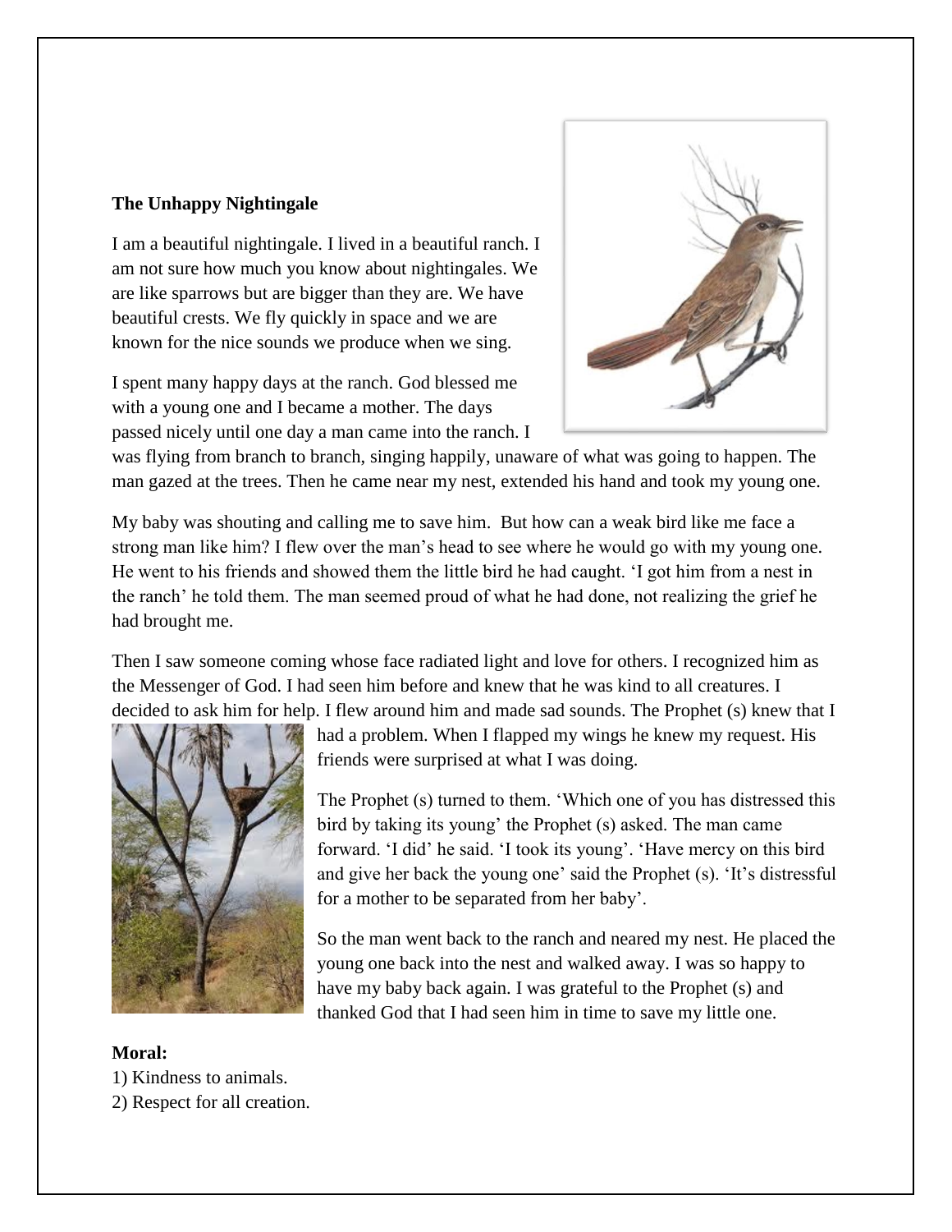**The Unhappy Nightingale**

I am a beautiful nightingale. I lived in a beautiful ranch. I am not sure how much you know about nightingales. We are like sparrows but are bigger than they are. We have beautiful crests. We fly quickly in space and we are known for the nice sounds we produce when we sing.

I spent many happy days at the ranch. God blessed me with a young one and I became a mother. The days passed nicely until one day a man came into the ranch. I was flying from branch to branch, singing happily, unaware of what was going to happen. The man gazed at the trees. Then he came near my nest, extended his hand and took my young one.

My baby was shouting and calling me to save him. But how can a weak bird like me face a strong man like him? I flew over the man's head to see where he would go with my young one. He went to his friends and showed them the little bird he had caught. 'I got him from a nest in the ranch' he told them. The man seemed proud of what he had done, not realizing the grief he had brought me.

Then I saw someone coming whose face radiated light and love for others. I recognized him as the Messenger of God. I had seen him before and knew that he was kind to all creatures. I decided to ask him for help. I flew around him and made sad sounds. The Prophet (s) knew that I had a problem. When I flapped my wings he knew my request. His friends were surprised at what I was doing.

The Prophet (s) turned to them. 'Which one of you has distressed this bird by taking its young' the Prophet (s) asked. The man came forward. 'I did' he said. 'I took its young'. 'Have mercy on this bird and give her back the young one' said the Prophet (s). 'It's distressful for a mother to be separated from her baby'.

So the man went back to the ranch and neared my nest. He placed the young one back into the nest and walked away. I was so happy to have my baby back again. I was grateful to the Prophet (s) and thanked God that I had seen him in time to save my little one.

**Moral:**

1) Kindness to animals.
2) Respect for all creation.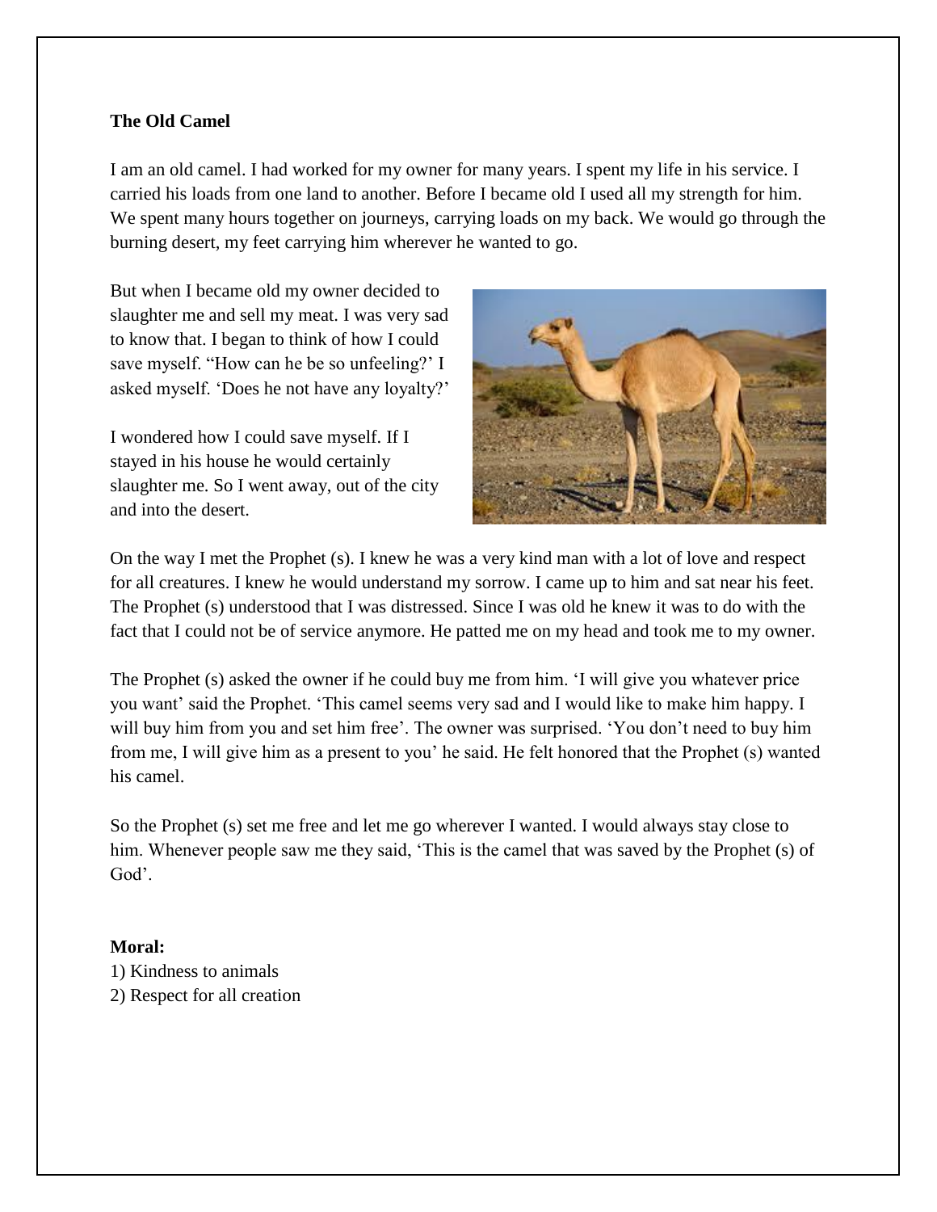**The Old Camel**

I am an old camel. I had worked for my owner for many years. I spent my life in his service. I carried his loads from one land to another. Before I became old I used all my strength for him. We spent many hours together on journeys, carrying loads on my back. We would go through the burning desert, my feet carrying him wherever he wanted to go.

But when I became old my owner decided to slaughter me and sell my meat. I was very sad to know that. I began to think of how I could save myself. "How can he be so unfeeling?' I asked myself. 'Does he not have any loyalty?'

I wondered how I could save myself. If I stayed in his house he would certainly slaughter me. So I went away, out of the city and into the desert.

On the way I met the Prophet (s). I knew he was a very kind man with a lot of love and respect for all creatures. I knew he would understand my sorrow. I came up to him and sat near his feet. The Prophet (s) understood that I was distressed. Since I was old he knew it was to do with the fact that I could not be of service anymore. He patted me on my head and took me to my owner.

The Prophet (s) asked the owner if he could buy me from him. 'I will give you whatever price you want' said the Prophet. 'This camel seems very sad and I would like to make him happy. I will buy him from you and set him free'. The owner was surprised. 'You don't need to buy him from me, I will give him as a present to you' he said. He felt honored that the Prophet (s) wanted his camel.

So the Prophet (s) set me free and let me go wherever I wanted. I would always stay close to him. Whenever people saw me they said, 'This is the camel that was saved by the Prophet (s) of God'.

**Moral:**

1) Kindness to animals
2) Respect for all creation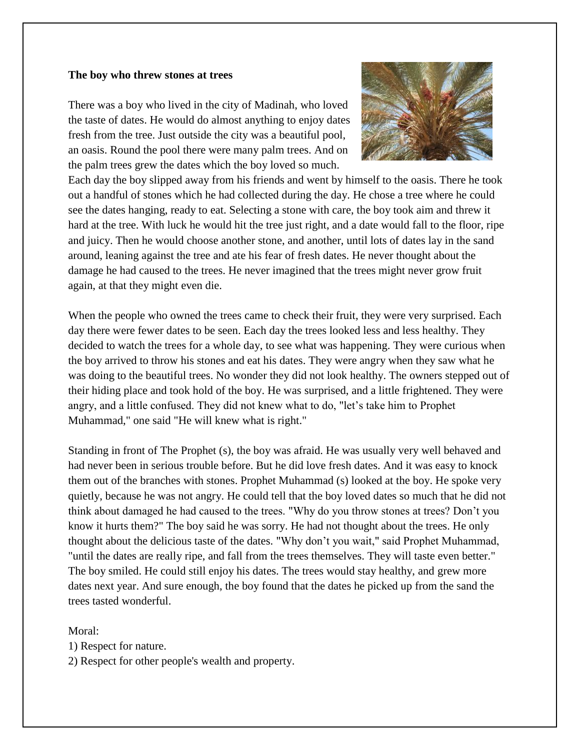**The boy who threw stones at trees**

There was a boy who lived in the city of Madinah, who loved the taste of dates. He would do almost anything to enjoy dates fresh from the tree. Just outside the city was a beautiful pool, an oasis. Round the pool there were many palm trees. And on the palm trees grew the dates which the boy loved so much.
Each day the boy slipped away from his friends and went by himself to the oasis. There he took out a handful of stones which he had collected during the day. He chose a tree where he could see the dates hanging, ready to eat. Selecting a stone with care, the boy took aim and threw it hard at the tree. With luck he would hit the tree just right, and a date would fall to the floor, ripe and juicy. Then he would choose another stone, and another, until lots of dates lay in the sand around, leaning against the tree and ate his fear of fresh dates. He never thought about the damage he had caused to the trees. He never imagined that the trees might never grow fruit again, at that they might even die.

When the people who owned the trees came to check their fruit, they were very surprised. Each day there were fewer dates to be seen. Each day the trees looked less and less healthy. They decided to watch the trees for a whole day, to see what was happening. They were curious when the boy arrived to throw his stones and eat his dates. They were angry when they saw what he was doing to the beautiful trees. No wonder they did not look healthy. The owners stepped out of their hiding place and took hold of the boy. He was surprised, and a little frightened. They were angry, and a little confused. They did not knew what to do, "let's take him to Prophet Muhammad," one said "He will knew what is right."

Standing in front of The Prophet (s), the boy was afraid. He was usually very well behaved and had never been in serious trouble before. But he did love fresh dates. And it was easy to knock them out of the branches with stones. Prophet Muhammad (s) looked at the boy. He spoke very quietly, because he was not angry. He could tell that the boy loved dates so much that he did not think about damaged he had caused to the trees. "Why do you throw stones at trees? Don't you know it hurts them?" The boy said he was sorry. He had not thought about the trees. He only thought about the delicious taste of the dates. "Why don't you wait," said Prophet Muhammad, "until the dates are really ripe, and fall from the trees themselves. They will taste even better." The boy smiled. He could still enjoy his dates. The trees would stay healthy, and grew more dates next year. And sure enough, the boy found that the dates he picked up from the sand the trees tasted wonderful.

Moral:

1) Respect for nature.
2) Respect for other people's wealth and property.